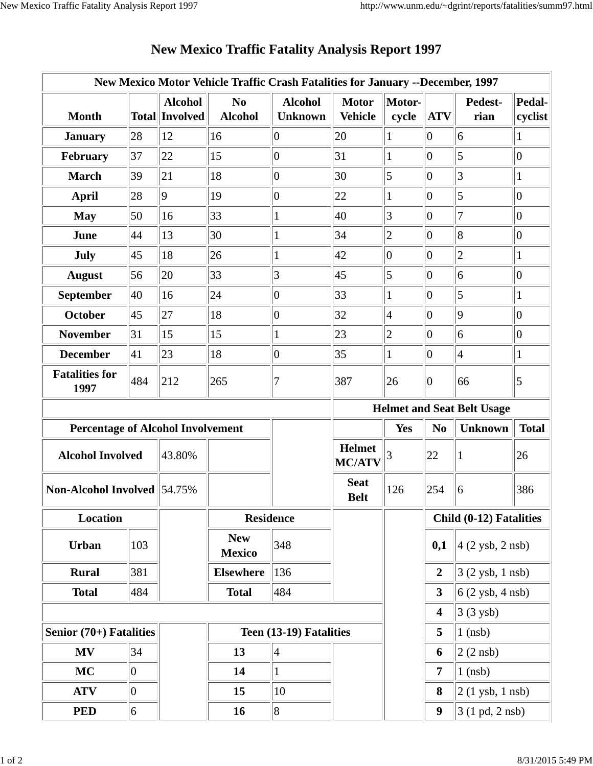# New Mexico Traffic Fatality Analysis Report 1997

| New Mexico Motor Vehicle Traffic Crash Fatalities for January --December, 1997 | | | | | | | | | |
|---|---|---|---|---|---|---|---|---|---|
| **Month** | **Total** | **Alcohol Involved** | **No Alcohol** | **Alcohol Unknown** | **Motor Vehicle** | **Motor-cycle** | **ATV** | **Pedest-rian** | **Pedal-cyclist** |
| **January** | 28 | 12 | 16 | 0 | 20 | 1 | 0 | 6 | 1 |
| **February** | 37 | 22 | 15 | 0 | 31 | 1 | 0 | 5 | 0 |
| **March** | 39 | 21 | 18 | 0 | 30 | 5 | 0 | 3 | 1 |
| **April** | 28 | 9 | 19 | 0 | 22 | 1 | 0 | 5 | 0 |
| **May** | 50 | 16 | 33 | 1 | 40 | 3 | 0 | 7 | 0 |
| **June** | 44 | 13 | 30 | 1 | 34 | 2 | 0 | 8 | 0 |
| **July** | 45 | 18 | 26 | 1 | 42 | 0 | 0 | 2 | 1 |
| **August** | 56 | 20 | 33 | 3 | 45 | 5 | 0 | 6 | 0 |
| **September** | 40 | 16 | 24 | 0 | 33 | 1 | 0 | 5 | 1 |
| **October** | 45 | 27 | 18 | 0 | 32 | 4 | 0 | 9 | 0 |
| **November** | 31 | 15 | 15 | 1 | 23 | 2 | 0 | 6 | 0 |
| **December** | 41 | 23 | 18 | 0 | 35 | 1 | 0 | 4 | 1 |
| **Fatalities for 1997** | 484 | 212 | 265 | 7 | 387 | 26 | 0 | 66 | 5 |

| Percentage of Alcohol Involvement | |
|---|---|
| **Alcohol Involved** | 43.80% |
| **Non-Alcohol Involved** | 54.75% |

| Helmet and Seat Belt Usage | | | | |
|---|---|---|---|---|
| | **Yes** | **No** | **Unknown** | **Total** |
| **Helmet MC/ATV** | 3 | 22 | 1 | 26 |
| **Seat Belt** | 126 | 254 | 6 | 386 |

| Location | |
|---|---|
| **Urban** | 103 |
| **Rural** | 381 |
| **Total** | 484 |

| Residence | |
|---|---|
| **New Mexico** | 348 |
| **Elsewhere** | 136 |
| **Total** | 484 |

| Child (0-12) Fatalities | |
|---|---|
| **0,1** | 4 (2 ysb, 2 nsb) |
| **2** | 3 (2 ysb, 1 nsb) |
| **3** | 6 (2 ysb, 4 nsb) |
| **4** | 3 (3 ysb) |
| **5** | 1 (nsb) |
| **6** | 2 (2 nsb) |
| **7** | 1 (nsb) |
| **8** | 2 (1 ysb, 1 nsb) |
| **9** | 3 (1 pd, 2 nsb) |

| Senior (70+) Fatalities | |
|---|---|
| **MV** | 34 |
| **MC** | 0 |
| **ATV** | 0 |
| **PED** | 6 |

| Teen (13-19) Fatalities | |
|---|---|
| **13** | 4 |
| **14** | 1 |
| **15** | 10 |
| **16** | 8 |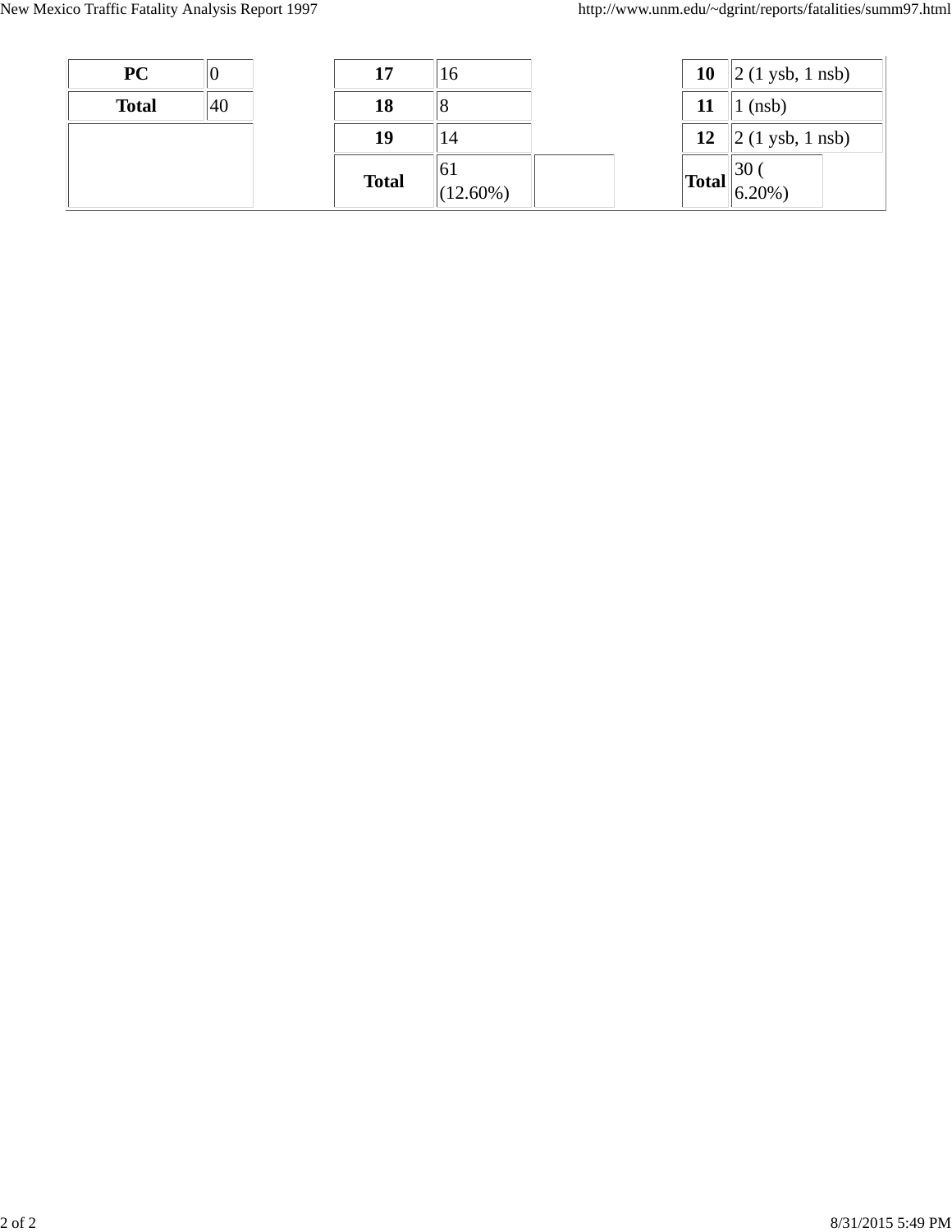| | |
|---|---|
| **PC** | 0 |
| **Total** | 40 |

| | |
|---|---|
| **17** | 16 |
| **18** | 8 |
| **19** | 14 |
| **Total** | 61 (12.60%) |

| | |
|---|---|
| **10** | 2 (1 ysb, 1 nsb) |
| **11** | 1 (nsb) |
| **12** | 2 (1 ysb, 1 nsb) |
| **Total** | 30 ( 6.20%) |